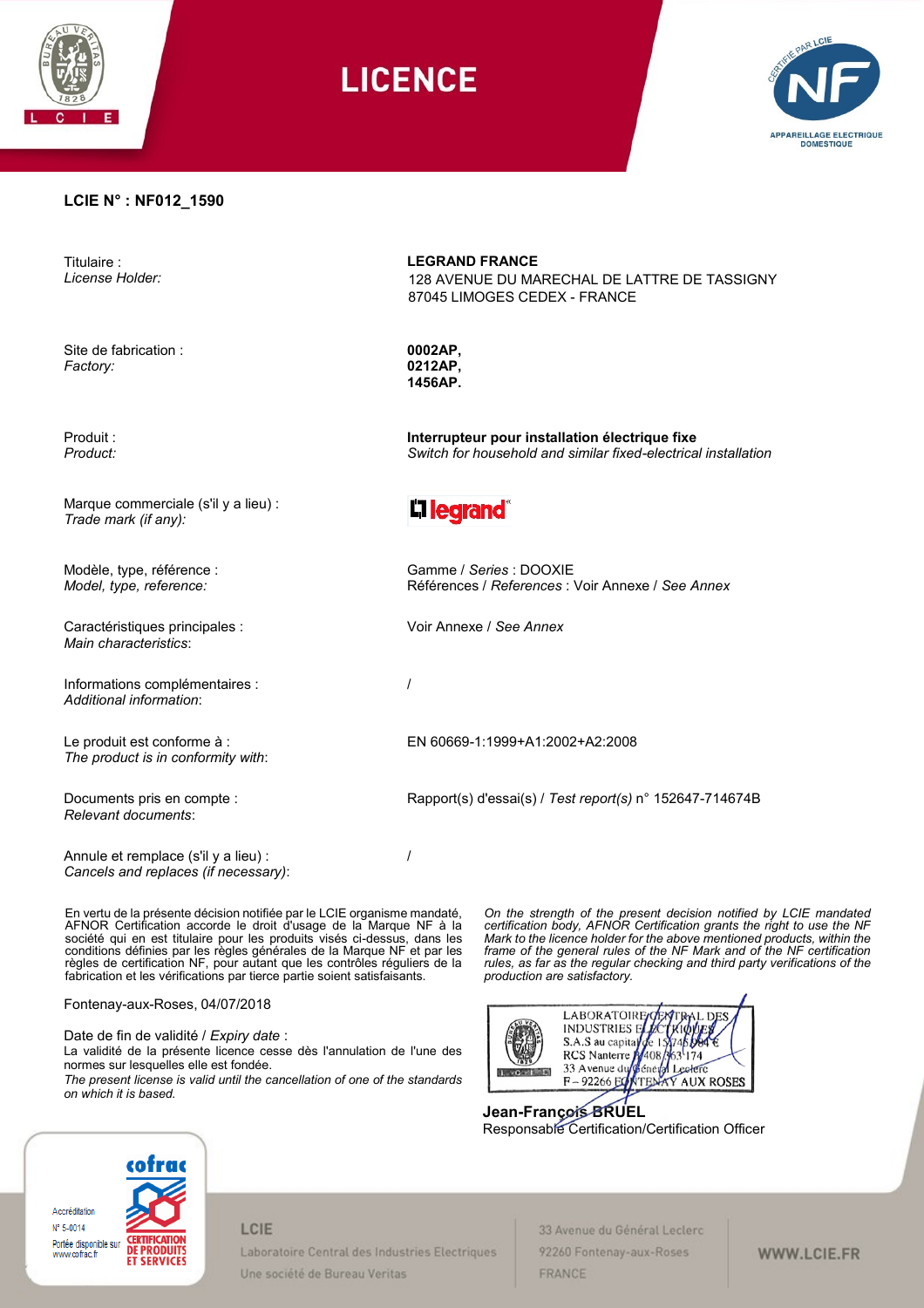# LICENCE

**LCIE N° : NF012_1590**

| | |
|---|---|
| Titulaire : *License Holder:* | **LEGRAND FRANCE** 128 AVENUE DU MARECHAL DE LATTRE DE TASSIGNY 87045 LIMOGES CEDEX - FRANCE |
| Site de fabrication : *Factory:* | **0002AP, 0212AP, 1456AP.** |
| Produit : *Product:* | **Interrupteur pour installation électrique fixe** *Switch for household and similar fixed-electrical installation* |
| Marque commerciale (s'il y a lieu) : *Trade mark (if any):* | legrand |
| Modèle, type, référence : *Model, type, reference:* | Gamme / *Series* : DOOXIE Références / *References* : Voir Annexe / *See Annex* |
| Caractéristiques principales : *Main characteristics*: | Voir Annexe / *See Annex* |
| Informations complémentaires : *Additional information*: | / |
| Le produit est conforme à : *The product is in conformity with*: | EN 60669-1:1999+A1:2002+A2:2008 |
| Documents pris en compte : *Relevant documents*: | Rapport(s) d'essai(s) / *Test report(s)* n° 152647-714674B |
| Annule et remplace (s'il y a lieu) : *Cancels and replaces (if necessary)*: | / |

En vertu de la présente décision notifiée par le LCIE organisme mandaté, AFNOR Certification accorde le droit d'usage de la Marque NF à la société qui en est titulaire pour les produits visés ci-dessus, dans les conditions définies par les règles générales de la Marque NF et par les règles de certification NF, pour autant que les contrôles réguliers de la fabrication et les vérifications par tierce partie soient satisfaisants.

*On the strength of the present decision notified by LCIE mandated certification body, AFNOR Certification grants the right to use the NF Mark to the licence holder for the above mentioned products, within the frame of the general rules of the NF Mark and of the NF certification rules, as far as the regular checking and third party verifications of the production are satisfactory.*

Fontenay-aux-Roses, 04/07/2018

Date de fin de validité / *Expiry date* :
La validité de la présente licence cesse dès l'annulation de l'une des normes sur lesquelles elle est fondée.
*The present license is valid until the cancellation of one of the standards on which it is based.*

LABORATOIRE CENTRAL DES INDUSTRIES ELECTRIQUES
S.A.S au capital de 15 745 984 €
RCS Nanterre B 408 363 174
33 Avenue du Général Leclerc
F - 92266 FONTENAY AUX ROSES

**Jean-François BRUEL**
Responsable Certification/Certification Officer

Accréditation N° 5-0014
Portée disponible sur www.cofrac.fr
CERTIFICATION DE PRODUITS ET SERVICES

LCIE
Laboratoire Central des Industries Electriques
Une société de Bureau Veritas

33 Avenue du Général Leclerc
92260 Fontenay-aux-Roses
FRANCE

WWW.LCIE.FR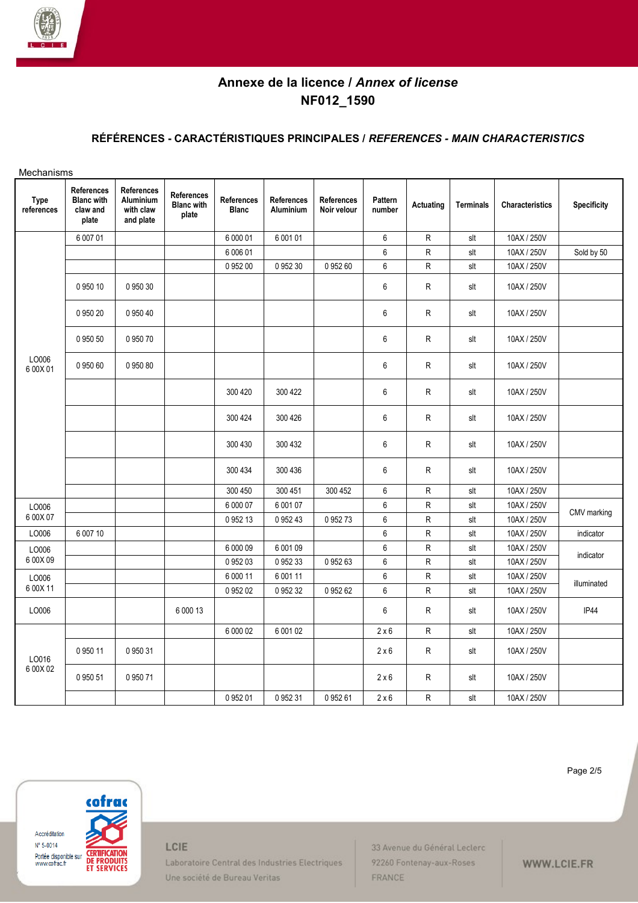# Annexe de la licence / *Annex of license*

# NF012_1590

## RÉFÉRENCES - CARACTÉRISTIQUES PRINCIPALES / *REFERENCES - MAIN CHARACTERISTICS*

Mechanisms

| Type references | References Blanc with claw and plate | References Aluminium with claw and plate | References Blanc with plate | References Blanc | References Aluminium | References Noir velour | Pattern number | Actuating | Terminals | Characteristics | Specificity |
|---|---|---|---|---|---|---|---|---|---|---|---|
| LO006 6 00X 01 | 6 007 01 | | | 6 000 01 | 6 001 01 | | 6 | R | slt | 10AX / 250V | |
| | | | | 6 006 01 | | | 6 | R | slt | 10AX / 250V | Sold by 50 |
| | | | | 0 952 00 | 0 952 30 | 0 952 60 | 6 | R | slt | 10AX / 250V | |
| | 0 950 10 | 0 950 30 | | | | | 6 | R | slt | 10AX / 250V | |
| | 0 950 20 | 0 950 40 | | | | | 6 | R | slt | 10AX / 250V | |
| | 0 950 50 | 0 950 70 | | | | | 6 | R | slt | 10AX / 250V | |
| | 0 950 60 | 0 950 80 | | | | | 6 | R | slt | 10AX / 250V | |
| | | | | 300 420 | 300 422 | | 6 | R | slt | 10AX / 250V | |
| | | | | 300 424 | 300 426 | | 6 | R | slt | 10AX / 250V | |
| | | | | 300 430 | 300 432 | | 6 | R | slt | 10AX / 250V | |
| | | | | 300 434 | 300 436 | | 6 | R | slt | 10AX / 250V | |
| | | | | 300 450 | 300 451 | 300 452 | 6 | R | slt | 10AX / 250V | |
| LO006 6 00X 07 | | | | 6 000 07 | 6 001 07 | | 6 | R | slt | 10AX / 250V | CMV marking |
| | | | | 0 952 13 | 0 952 43 | 0 952 73 | 6 | R | slt | 10AX / 250V | |
| LO006 | 6 007 10 | | | | | | 6 | R | slt | 10AX / 250V | indicator |
| LO006 6 00X 09 | | | | 6 000 09 | 6 001 09 | | 6 | R | slt | 10AX / 250V | indicator |
| | | | | 0 952 03 | 0 952 33 | 0 952 63 | 6 | R | slt | 10AX / 250V | |
| LO006 6 00X 11 | | | | 6 000 11 | 6 001 11 | | 6 | R | slt | 10AX / 250V | illuminated |
| | | | | 0 952 02 | 0 952 32 | 0 952 62 | 6 | R | slt | 10AX / 250V | |
| LO006 | | | 6 000 13 | | | | 6 | R | slt | 10AX / 250V | IP44 |
| LO016 6 00X 02 | | | | 6 000 02 | 6 001 02 | | 2 x 6 | R | slt | 10AX / 250V | |
| | 0 950 11 | 0 950 31 | | | | | 2 x 6 | R | slt | 10AX / 250V | |
| | 0 950 51 | 0 950 71 | | | | | 2 x 6 | R | slt | 10AX / 250V | |
| | | | | 0 952 01 | 0 952 31 | 0 952 61 | 2 x 6 | R | slt | 10AX / 250V | |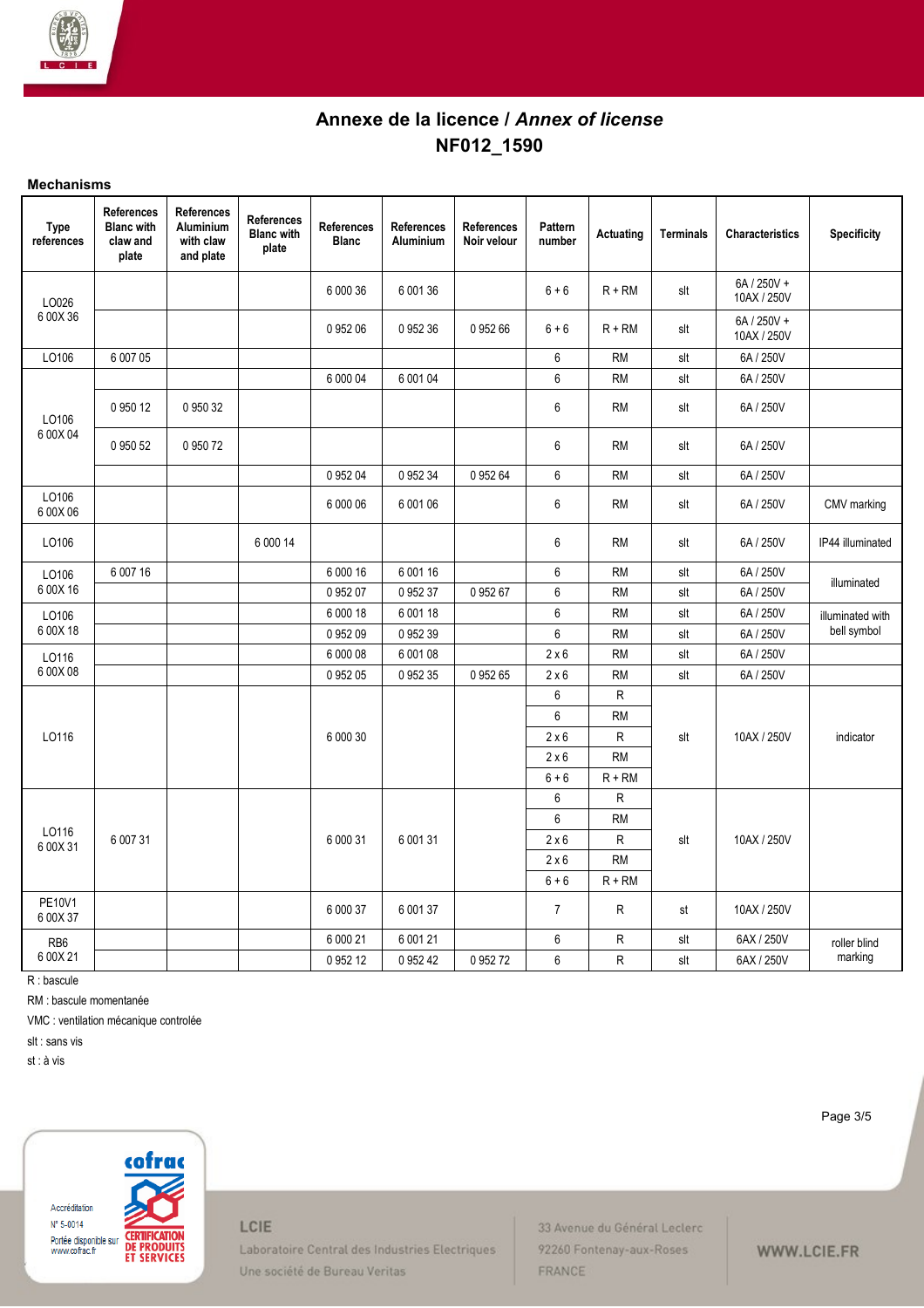# Annexe de la licence / *Annex of license*
## NF012_1590

**Mechanisms**

| Type references | References Blanc with claw and plate | References Aluminium with claw and plate | References Blanc with plate | References Blanc | References Aluminium | References Noir velour | Pattern number | Actuating | Terminals | Characteristics | Specificity |
|---|---|---|---|---|---|---|---|---|---|---|---|
| LO026 6 00X 36 | | | | 6 000 36 | 6 001 36 | | 6 + 6 | R + RM | slt | 6A / 250V + 10AX / 250V | |
| | | | | 0 952 06 | 0 952 36 | 0 952 66 | 6 + 6 | R + RM | slt | 6A / 250V + 10AX / 250V | |
| LO106 | 6 007 05 | | | | | | 6 | RM | slt | 6A / 250V | |
| LO106 6 00X 04 | | | | 6 000 04 | 6 001 04 | | 6 | RM | slt | 6A / 250V | |
| | 0 950 12 | 0 950 32 | | | | | 6 | RM | slt | 6A / 250V | |
| | 0 950 52 | 0 950 72 | | | | | 6 | RM | slt | 6A / 250V | |
| | | | | 0 952 04 | 0 952 34 | 0 952 64 | 6 | RM | slt | 6A / 250V | |
| LO106 6 00X 06 | | | | 6 000 06 | 6 001 06 | | 6 | RM | slt | 6A / 250V | CMV marking |
| LO106 | | | 6 000 14 | | | | 6 | RM | slt | 6A / 250V | IP44 illuminated |
| LO106 6 00X 16 | 6 007 16 | | | 6 000 16 | 6 001 16 | | 6 | RM | slt | 6A / 250V | illuminated |
| | | | | 0 952 07 | 0 952 37 | 0 952 67 | 6 | RM | slt | 6A / 250V | |
| LO106 6 00X 18 | | | | 6 000 18 | 6 001 18 | | 6 | RM | slt | 6A / 250V | illuminated with bell symbol |
| | | | | 0 952 09 | 0 952 39 | | 6 | RM | slt | 6A / 250V | |
| LO116 6 00X 08 | | | | 6 000 08 | 6 001 08 | | 2 x 6 | RM | slt | 6A / 250V | |
| | | | | 0 952 05 | 0 952 35 | 0 952 65 | 2 x 6 | RM | slt | 6A / 250V | |
| LO116 | | | | 6 000 30 | | | 6 | R | slt | 10AX / 250V | indicator |
| | | | | | | | 6 | RM | | | |
| | | | | | | | 2 x 6 | R | | | |
| | | | | | | | 2 x 6 | RM | | | |
| | | | | | | | 6 + 6 | R + RM | | | |
| LO116 6 00X 31 | 6 007 31 | | | 6 000 31 | 6 001 31 | | 6 | R | slt | 10AX / 250V | |
| | | | | | | | 6 | RM | | | |
| | | | | | | | 2 x 6 | R | | | |
| | | | | | | | 2 x 6 | RM | | | |
| | | | | | | | 6 + 6 | R + RM | | | |
| PE10V1 6 00X 37 | | | | 6 000 37 | 6 001 37 | | 7 | R | st | 10AX / 250V | |
| RB6 6 00X 21 | | | | 6 000 21 | 6 001 21 | | 6 | R | slt | 6AX / 250V | roller blind marking |
| | | | | 0 952 12 | 0 952 42 | 0 952 72 | 6 | R | slt | 6AX / 250V | |

R : bascule

RM : bascule momentanée

VMC : ventilation mécanique controlée

slt : sans vis

st : à vis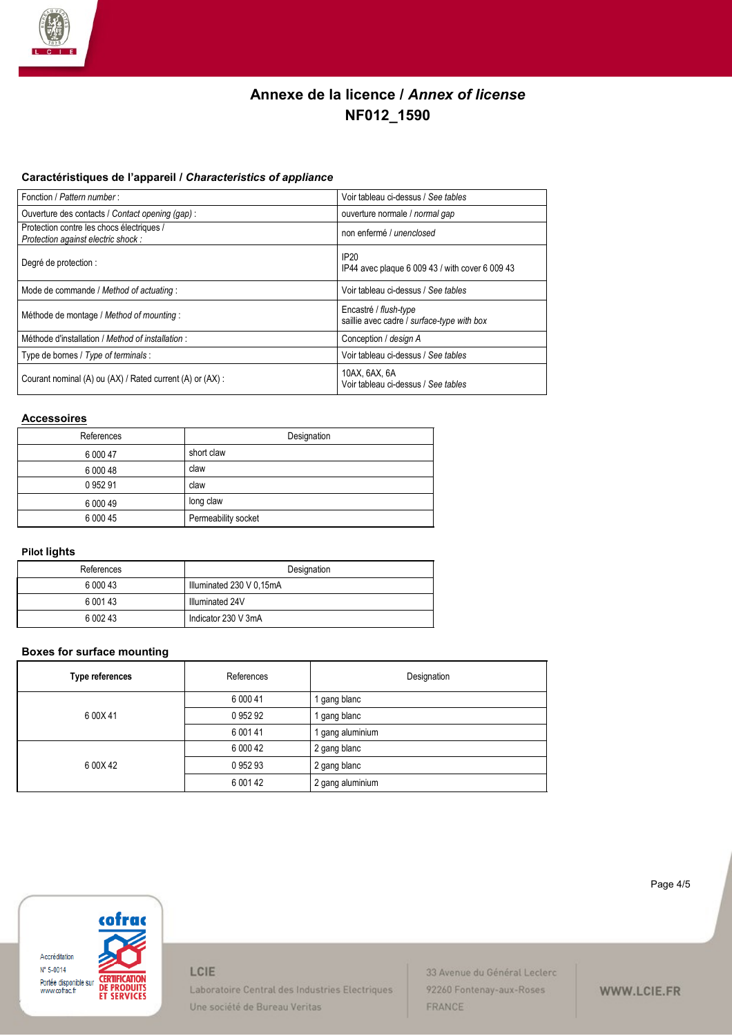# Annexe de la licence / *Annex of license*
# NF012_1590

## Caractéristiques de l'appareil / *Characteristics of appliance*

| | |
|---|---|
| Fonction / *Pattern number* : | Voir tableau ci-dessus / *See tables* |
| Ouverture des contacts / *Contact opening (gap)* : | ouverture normale / *normal gap* |
| Protection contre les chocs électriques / *Protection against electric shock :* | non enfermé / *unenclosed* |
| Degré de protection : | IP20<br>IP44 avec plaque 6 009 43 / with cover 6 009 43 |
| Mode de commande / *Method of actuating* : | Voir tableau ci-dessus / *See tables* |
| Méthode de montage / *Method of mounting* : | Encastré / *flush-type*<br>saillie avec cadre / *surface-type with box* |
| Méthode d'installation / *Method of installation* : | Conception / *design A* |
| Type de bornes / *Type of terminals* : | Voir tableau ci-dessus / *See tables* |
| Courant nominal (A) ou (AX) / Rated current (A) or (AX) : | 10AX, 6AX, 6A<br>Voir tableau ci-dessus / *See tables* |

## Accessoires

| References | Designation |
|---|---|
| 6 000 47 | short claw |
| 6 000 48 | claw |
| 0 952 91 | claw |
| 6 000 49 | long claw |
| 6 000 45 | Permeability socket |

## Pilot lights

| References | Designation |
|---|---|
| 6 000 43 | Illuminated 230 V 0,15mA |
| 6 001 43 | Illuminated 24V |
| 6 002 43 | Indicator 230 V 3mA |

## Boxes for surface mounting

| **Type references** | References | Designation |
|---|---|---|
| 6 00X 41 | 6 000 41 | 1 gang blanc |
| | 0 952 92 | 1 gang blanc |
| | 6 001 41 | 1 gang aluminium |
| 6 00X 42 | 6 000 42 | 2 gang blanc |
| | 0 952 93 | 2 gang blanc |
| | 6 001 42 | 2 gang aluminium |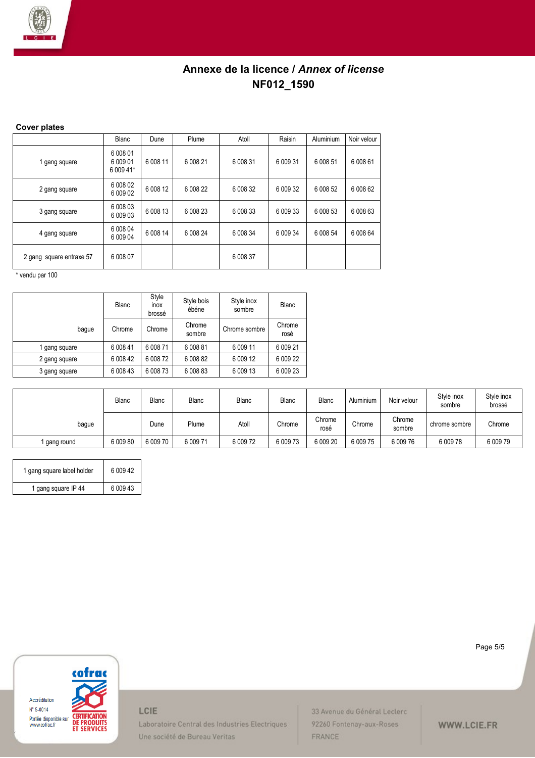# Annexe de la licence / *Annex of license*
# NF012_1590

**Cover plates**

| | Blanc | Dune | Plume | Atoll | Raisin | Aluminium | Noir velour |
|---|---|---|---|---|---|---|---|
| 1 gang square | 6 008 01<br>6 009 01<br>6 009 41* | 6 008 11 | 6 008 21 | 6 008 31 | 6 009 31 | 6 008 51 | 6 008 61 |
| 2 gang square | 6 008 02<br>6 009 02 | 6 008 12 | 6 008 22 | 6 008 32 | 6 009 32 | 6 008 52 | 6 008 62 |
| 3 gang square | 6 008 03<br>6 009 03 | 6 008 13 | 6 008 23 | 6 008 33 | 6 009 33 | 6 008 53 | 6 008 63 |
| 4 gang square | 6 008 04<br>6 009 04 | 6 008 14 | 6 008 24 | 6 008 34 | 6 009 34 | 6 008 54 | 6 008 64 |
| 2 gang square entraxe 57 | 6 008 07 | | | 6 008 37 | | | |

\* vendu par 100

| | Blanc | Style inox brossé | Style bois ébéne | Style inox sombre | Blanc |
|---|---|---|---|---|---|
| bague | Chrome | Chrome | Chrome sombre | Chrome sombre | Chrome rosé |
| 1 gang square | 6 008 41 | 6 008 71 | 6 008 81 | 6 009 11 | 6 009 21 |
| 2 gang square | 6 008 42 | 6 008 72 | 6 008 82 | 6 009 12 | 6 009 22 |
| 3 gang square | 6 008 43 | 6 008 73 | 6 008 83 | 6 009 13 | 6 009 23 |

| | Blanc | Blanc | Blanc | Blanc | Blanc | Blanc | Aluminium | Noir velour | Style inox sombre | Style inox brossé |
|---|---|---|---|---|---|---|---|---|---|---|
| bague | | Dune | Plume | Atoll | Chrome | Chrome rosé | Chrome | Chrome sombre | chrome sombre | Chrome |
| 1 gang round | 6 009 80 | 6 009 70 | 6 009 71 | 6 009 72 | 6 009 73 | 6 009 20 | 6 009 75 | 6 009 76 | 6 009 78 | 6 009 79 |

| | |
|---|---|
| 1 gang square label holder | 6 009 42 |
| 1 gang square IP 44 | 6 009 43 |

cofrac
Accréditation
N° 5-0014
Portée disponible sur www.cofrac.fr
CERTIFICATION DE PRODUITS ET SERVICES

LCIE
Laboratoire Central des Industries Electriques
Une société de Bureau Veritas

33 Avenue du Général Leclerc
92260 Fontenay-aux-Roses
FRANCE

WWW.LCIE.FR